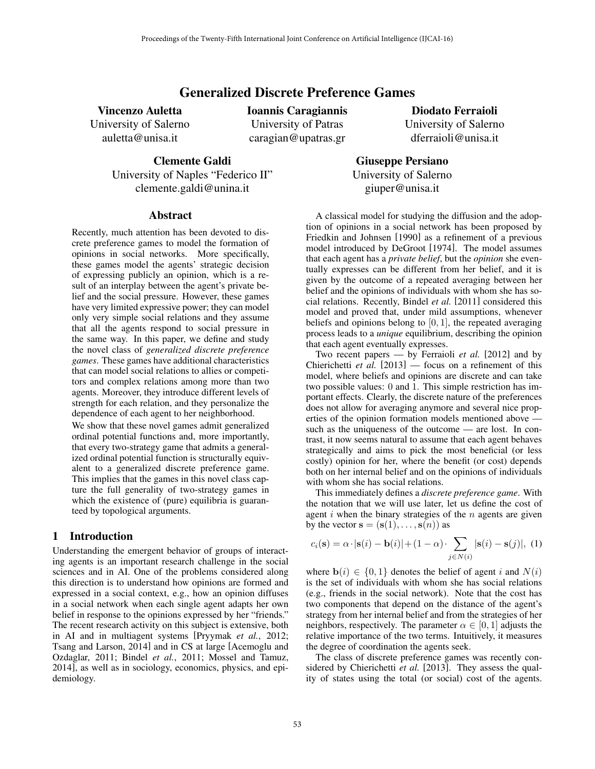# Generalized Discrete Preference Games

**Vincenzo Auletta**
University of Salerno
auletta@unisa.it

**Ioannis Caragiannis**
University of Patras
caragian@upatras.gr

**Diodato Ferraioli**
University of Salerno
dferraioli@unisa.it

**Clemente Galdi**
University of Naples "Federico II"
clemente.galdi@unina.it

**Giuseppe Persiano**
University of Salerno
giuper@unisa.it

## Abstract

Recently, much attention has been devoted to discrete preference games to model the formation of opinions in social networks. More specifically, these games model the agents' strategic decision of expressing publicly an opinion, which is a result of an interplay between the agent's private belief and the social pressure. However, these games have very limited expressive power; they can model only very simple social relations and they assume that all the agents respond to social pressure in the same way. In this paper, we define and study the novel class of *generalized discrete preference games*. These games have additional characteristics that can model social relations to allies or competitors and complex relations among more than two agents. Moreover, they introduce different levels of strength for each relation, and they personalize the dependence of each agent to her neighborhood.

We show that these novel games admit generalized ordinal potential functions and, more importantly, that every two-strategy game that admits a generalized ordinal potential function is structurally equivalent to a generalized discrete preference game. This implies that the games in this novel class capture the full generality of two-strategy games in which the existence of (pure) equilibria is guaranteed by topological arguments.

## 1 Introduction

Understanding the emergent behavior of groups of interacting agents is an important research challenge in the social sciences and in AI. One of the problems considered along this direction is to understand how opinions are formed and expressed in a social context, e.g., how an opinion diffuses in a social network when each single agent adapts her own belief in response to the opinions expressed by her "friends." The recent research activity on this subject is extensive, both in AI and in multiagent systems [Pryymak *et al.*, 2012; Tsang and Larson, 2014] and in CS at large [Acemoglu and Ozdaglar, 2011; Bindel *et al.*, 2011; Mossel and Tamuz, 2014], as well as in sociology, economics, physics, and epidemiology.

A classical model for studying the diffusion and the adoption of opinions in a social network has been proposed by Friedkin and Johnsen [1990] as a refinement of a previous model introduced by DeGroot [1974]. The model assumes that each agent has a *private belief*, but the *opinion* she eventually expresses can be different from her belief, and it is given by the outcome of a repeated averaging between her belief and the opinions of individuals with whom she has social relations. Recently, Bindel *et al.* [2011] considered this model and proved that, under mild assumptions, whenever beliefs and opinions belong to $[0, 1]$, the repeated averaging process leads to a *unique* equilibrium, describing the opinion that each agent eventually expresses.

Two recent papers — by Ferraioli *et al.* [2012] and by Chierichetti *et al.* [2013] — focus on a refinement of this model, where beliefs and opinions are discrete and can take two possible values: 0 and 1. This simple restriction has important effects. Clearly, the discrete nature of the preferences does not allow for averaging anymore and several nice properties of the opinion formation models mentioned above — such as the uniqueness of the outcome — are lost. In contrast, it now seems natural to assume that each agent behaves strategically and aims to pick the most beneficial (or less costly) opinion for her, where the benefit (or cost) depends both on her internal belief and on the opinions of individuals with whom she has social relations.

This immediately defines a *discrete preference game*. With the notation that we will use later, let us define the cost of agent $i$ when the binary strategies of the $n$ agents are given by the vector $\mathbf{s} = (\mathbf{s}(1), \ldots, \mathbf{s}(n))$ as

$$c_i(\mathbf{s}) = \alpha \cdot |\mathbf{s}(i) - \mathbf{b}(i)| + (1 - \alpha) \cdot \sum_{j \in N(i)} |\mathbf{s}(i) - \mathbf{s}(j)|, \quad (1)$$

where $\mathbf{b}(i) \in \{0, 1\}$ denotes the belief of agent $i$ and $N(i)$ is the set of individuals with whom she has social relations (e.g., friends in the social network). Note that the cost has two components that depend on the distance of the agent's strategy from her internal belief and from the strategies of her neighbors, respectively. The parameter $\alpha \in [0, 1]$ adjusts the relative importance of the two terms. Intuitively, it measures the degree of coordination the agents seek.

The class of discrete preference games was recently considered by Chierichetti *et al.* [2013]. They assess the quality of states using the total (or social) cost of the agents.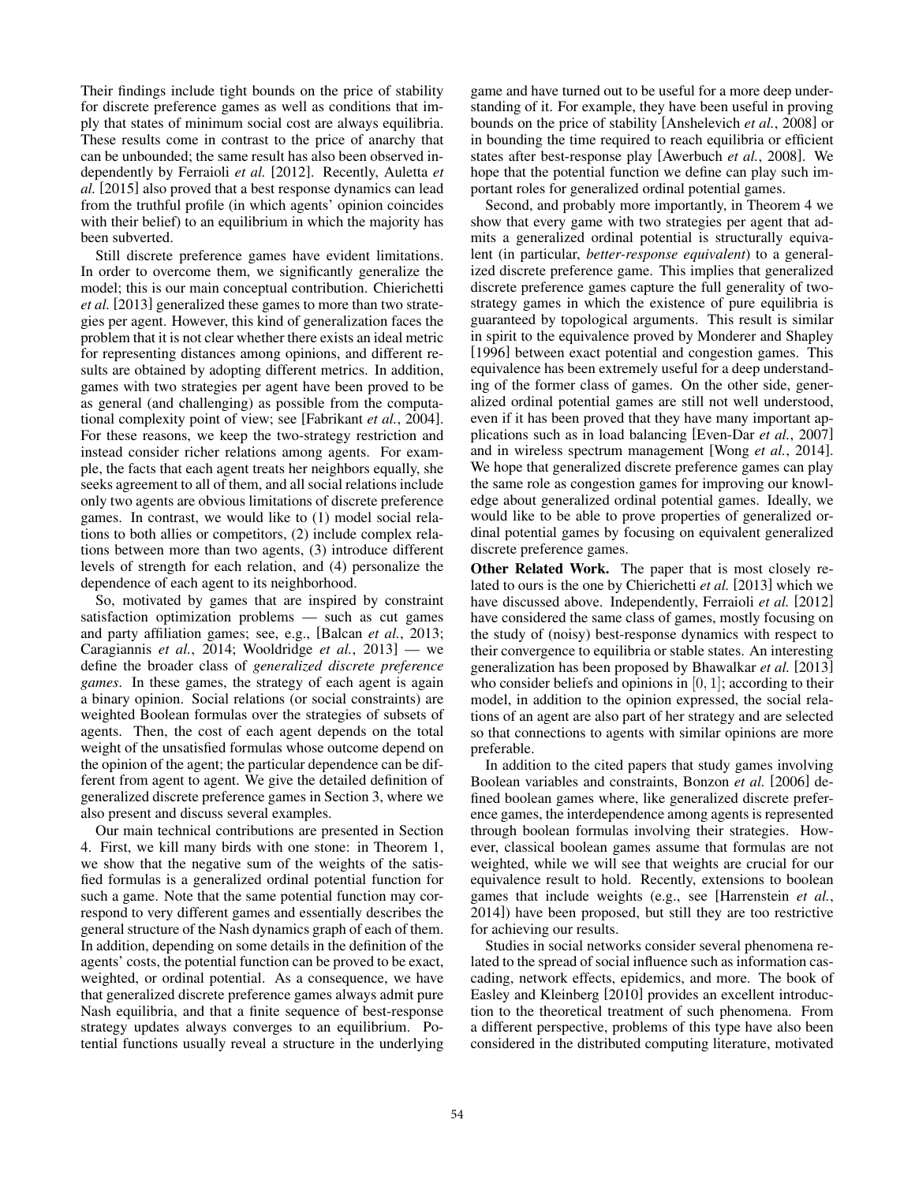Their findings include tight bounds on the price of stability for discrete preference games as well as conditions that imply that states of minimum social cost are always equilibria. These results come in contrast to the price of anarchy that can be unbounded; the same result has also been observed independently by Ferraioli *et al.* [2012]. Recently, Auletta *et al.* [2015] also proved that a best response dynamics can lead from the truthful profile (in which agents' opinion coincides with their belief) to an equilibrium in which the majority has been subverted.

Still discrete preference games have evident limitations. In order to overcome them, we significantly generalize the model; this is our main conceptual contribution. Chierichetti *et al.* [2013] generalized these games to more than two strategies per agent. However, this kind of generalization faces the problem that it is not clear whether there exists an ideal metric for representing distances among opinions, and different results are obtained by adopting different metrics. In addition, games with two strategies per agent have been proved to be as general (and challenging) as possible from the computational complexity point of view; see [Fabrikant *et al.*, 2004]. For these reasons, we keep the two-strategy restriction and instead consider richer relations among agents. For example, the facts that each agent treats her neighbors equally, she seeks agreement to all of them, and all social relations include only two agents are obvious limitations of discrete preference games. In contrast, we would like to (1) model social relations to both allies or competitors, (2) include complex relations between more than two agents, (3) introduce different levels of strength for each relation, and (4) personalize the dependence of each agent to its neighborhood.

So, motivated by games that are inspired by constraint satisfaction optimization problems — such as cut games and party affiliation games; see, e.g., [Balcan *et al.*, 2013; Caragiannis *et al.*, 2014; Wooldridge *et al.*, 2013] — we define the broader class of *generalized discrete preference games*. In these games, the strategy of each agent is again a binary opinion. Social relations (or social constraints) are weighted Boolean formulas over the strategies of subsets of agents. Then, the cost of each agent depends on the total weight of the unsatisfied formulas whose outcome depend on the opinion of the agent; the particular dependence can be different from agent to agent. We give the detailed definition of generalized discrete preference games in Section 3, where we also present and discuss several examples.

Our main technical contributions are presented in Section 4. First, we kill many birds with one stone: in Theorem 1, we show that the negative sum of the weights of the satisfied formulas is a generalized ordinal potential function for such a game. Note that the same potential function may correspond to very different games and essentially describes the general structure of the Nash dynamics graph of each of them. In addition, depending on some details in the definition of the agents' costs, the potential function can be proved to be exact, weighted, or ordinal potential. As a consequence, we have that generalized discrete preference games always admit pure Nash equilibria, and that a finite sequence of best-response strategy updates always converges to an equilibrium. Potential functions usually reveal a structure in the underlying game and have turned out to be useful for a more deep understanding of it. For example, they have been useful in proving bounds on the price of stability [Anshelevich *et al.*, 2008] or in bounding the time required to reach equilibria or efficient states after best-response play [Awerbuch *et al.*, 2008]. We hope that the potential function we define can play such important roles for generalized ordinal potential games.

Second, and probably more importantly, in Theorem 4 we show that every game with two strategies per agent that admits a generalized ordinal potential is structurally equivalent (in particular, *better-response equivalent*) to a generalized discrete preference game. This implies that generalized discrete preference games capture the full generality of two-strategy games in which the existence of pure equilibria is guaranteed by topological arguments. This result is similar in spirit to the equivalence proved by Monderer and Shapley [1996] between exact potential and congestion games. This equivalence has been extremely useful for a deep understanding of the former class of games. On the other side, generalized ordinal potential games are still not well understood, even if it has been proved that they have many important applications such as in load balancing [Even-Dar *et al.*, 2007] and in wireless spectrum management [Wong *et al.*, 2014]. We hope that generalized discrete preference games can play the same role as congestion games for improving our knowledge about generalized ordinal potential games. Ideally, we would like to be able to prove properties of generalized ordinal potential games by focusing on equivalent generalized discrete preference games.

**Other Related Work.** The paper that is most closely related to ours is the one by Chierichetti *et al.* [2013] which we have discussed above. Independently, Ferraioli *et al.* [2012] have considered the same class of games, mostly focusing on the study of (noisy) best-response dynamics with respect to their convergence to equilibria or stable states. An interesting generalization has been proposed by Bhawalkar *et al.* [2013] who consider beliefs and opinions in $[0, 1]$; according to their model, in addition to the opinion expressed, the social relations of an agent are also part of her strategy and are selected so that connections to agents with similar opinions are more preferable.

In addition to the cited papers that study games involving Boolean variables and constraints, Bonzon *et al.* [2006] defined boolean games where, like generalized discrete preference games, the interdependence among agents is represented through boolean formulas involving their strategies. However, classical boolean games assume that formulas are not weighted, while we will see that weights are crucial for our equivalence result to hold. Recently, extensions to boolean games that include weights (e.g., see [Harrenstein *et al.*, 2014]) have been proposed, but still they are too restrictive for achieving our results.

Studies in social networks consider several phenomena related to the spread of social influence such as information cascading, network effects, epidemics, and more. The book of Easley and Kleinberg [2010] provides an excellent introduction to the theoretical treatment of such phenomena. From a different perspective, problems of this type have also been considered in the distributed computing literature, motivated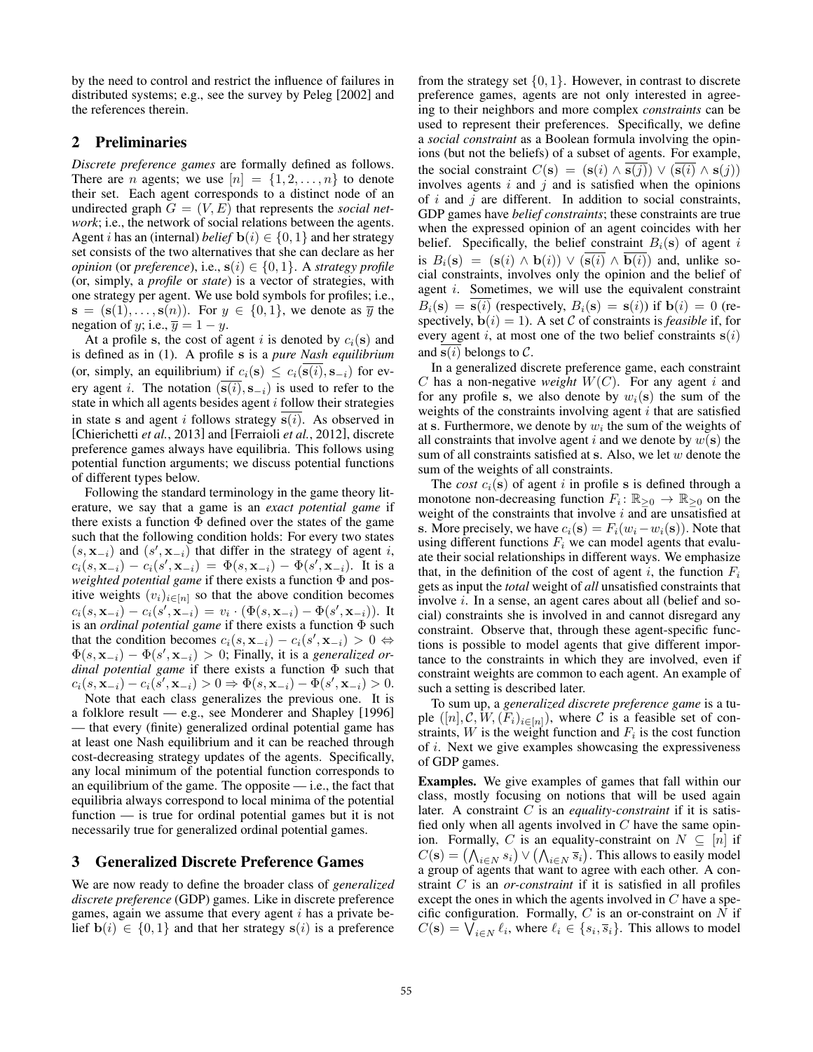by the need to control and restrict the influence of failures in distributed systems; e.g., see the survey by Peleg [2002] and the references therein.

## 2 Preliminaries

*Discrete preference games* are formally defined as follows. There are $n$ agents; we use $[n] = \{1, 2, \ldots, n\}$ to denote their set. Each agent corresponds to a distinct node of an undirected graph $G = (V, E)$ that represents the *social network*; i.e., the network of social relations between the agents. Agent $i$ has an (internal) *belief* $\mathbf{b}(i) \in \{0, 1\}$ and her strategy set consists of the two alternatives that she can declare as her *opinion* (or *preference*), i.e., $\mathbf{s}(i) \in \{0, 1\}$. A *strategy profile* (or, simply, a *profile* or *state*) is a vector of strategies, with one strategy per agent. We use bold symbols for profiles; i.e., $\mathbf{s} = (\mathbf{s}(1), \ldots, \mathbf{s}(n))$. For $y \in \{0, 1\}$, we denote as $\overline{y}$ the negation of $y$; i.e., $\overline{y} = 1 - y$.

At a profile $\mathbf{s}$, the cost of agent $i$ is denoted by $c_i(\mathbf{s})$ and is defined as in (1). A profile $\mathbf{s}$ is a *pure Nash equilibrium* (or, simply, an equilibrium) if $c_i(\mathbf{s}) \le c_i(\overline{\mathbf{s}(i)}, \mathbf{s}_{-i})$ for every agent $i$. The notation $(\overline{\mathbf{s}(i)}, \mathbf{s}_{-i})$ is used to refer to the state in which all agents besides agent $i$ follow their strategies in state $\mathbf{s}$ and agent $i$ follows strategy $\overline{\mathbf{s}(i)}$. As observed in [Chierichetti *et al.*, 2013] and [Ferraioli *et al.*, 2012], discrete preference games always have equilibria. This follows using potential function arguments; we discuss potential functions of different types below.

Following the standard terminology in the game theory literature, we say that a game is an *exact potential game* if there exists a function $\Phi$ defined over the states of the game such that the following condition holds: For every two states $(s, \mathbf{x}_{-i})$ and $(s', \mathbf{x}_{-i})$ that differ in the strategy of agent $i$, $c_i(s, \mathbf{x}_{-i}) - c_i(s', \mathbf{x}_{-i}) = \Phi(s, \mathbf{x}_{-i}) - \Phi(s', \mathbf{x}_{-i})$. It is a *weighted potential game* if there exists a function $\Phi$ and positive weights $(v_i)_{i \in [n]}$ so that the above condition becomes $c_i(s, \mathbf{x}_{-i}) - c_i(s', \mathbf{x}_{-i}) = v_i \cdot (\Phi(s, \mathbf{x}_{-i}) - \Phi(s', \mathbf{x}_{-i}))$. It is an *ordinal potential game* if there exists a function $\Phi$ such that the condition becomes $c_i(s, \mathbf{x}_{-i}) - c_i(s', \mathbf{x}_{-i}) > 0 \Leftrightarrow \Phi(s, \mathbf{x}_{-i}) - \Phi(s', \mathbf{x}_{-i}) > 0$; Finally, it is a *generalized ordinal potential game* if there exists a function $\Phi$ such that $c_i(s, \mathbf{x}_{-i}) - c_i(s', \mathbf{x}_{-i}) > 0 \Rightarrow \Phi(s, \mathbf{x}_{-i}) - \Phi(s', \mathbf{x}_{-i}) > 0$.

Note that each class generalizes the previous one. It is a folklore result — e.g., see Monderer and Shapley [1996] — that every (finite) generalized ordinal potential game has at least one Nash equilibrium and it can be reached through cost-decreasing strategy updates of the agents. Specifically, any local minimum of the potential function corresponds to an equilibrium of the game. The opposite — i.e., the fact that equilibria always correspond to local minima of the potential function — is true for ordinal potential games but it is not necessarily true for generalized ordinal potential games.

## 3 Generalized Discrete Preference Games

We are now ready to define the broader class of *generalized discrete preference* (GDP) games. Like in discrete preference games, again we assume that every agent $i$ has a private belief $\mathbf{b}(i) \in \{0, 1\}$ and that her strategy $\mathbf{s}(i)$ is a preference from the strategy set $\{0, 1\}$. However, in contrast to discrete preference games, agents are not only interested in agreeing to their neighbors and more complex *constraints* can be used to represent their preferences. Specifically, we define a *social constraint* as a Boolean formula involving the opinions (but not the beliefs) of a subset of agents. For example, the social constraint $C(\mathbf{s}) = (\mathbf{s}(i) \wedge \overline{\mathbf{s}(j)}) \vee (\overline{\mathbf{s}(i)} \wedge \mathbf{s}(j))$ involves agents $i$ and $j$ and is satisfied when the opinions of $i$ and $j$ are different. In addition to social constraints, GDP games have *belief constraints*; these constraints are true when the expressed opinion of an agent coincides with her belief. Specifically, the belief constraint $B_i(\mathbf{s})$ of agent $i$ is $B_i(\mathbf{s}) = (\mathbf{s}(i) \wedge \mathbf{b}(i)) \vee (\overline{\mathbf{s}(i)} \wedge \overline{\mathbf{b}(i)})$ and, unlike social constraints, involves only the opinion and the belief of agent $i$. Sometimes, we will use the equivalent constraint $B_i(\mathbf{s}) = \overline{\mathbf{s}(i)}$ (respectively, $B_i(\mathbf{s}) = \mathbf{s}(i)$) if $\mathbf{b}(i) = 0$ (respectively, $\mathbf{b}(i) = 1$). A set $\mathcal{C}$ of constraints is *feasible* if, for every agent $i$, at most one of the two belief constraints $\mathbf{s}(i)$ and $\overline{\mathbf{s}(i)}$ belongs to $\mathcal{C}$.

In a generalized discrete preference game, each constraint $C$ has a non-negative *weight* $W(C)$. For any agent $i$ and for any profile $\mathbf{s}$, we also denote by $w_i(\mathbf{s})$ the sum of the weights of the constraints involving agent $i$ that are satisfied at $\mathbf{s}$. Furthermore, we denote by $w_i$ the sum of the weights of all constraints that involve agent $i$ and we denote by $w(\mathbf{s})$ the sum of all constraints satisfied at $\mathbf{s}$. Also, we let $w$ denote the sum of the weights of all constraints.

The *cost* $c_i(\mathbf{s})$ of agent $i$ in profile $\mathbf{s}$ is defined through a monotone non-decreasing function $F_i \colon \mathbb{R}_{\ge 0} \to \mathbb{R}_{\ge 0}$ on the weight of the constraints that involve $i$ and are unsatisfied at $\mathbf{s}$. More precisely, we have $c_i(\mathbf{s}) = F_i(w_i - w_i(\mathbf{s}))$. Note that using different functions $F_i$ we can model agents that evaluate their social relationships in different ways. We emphasize that, in the definition of the cost of agent $i$, the function $F_i$ gets as input the *total* weight of *all* unsatisfied constraints that involve $i$. In a sense, an agent cares about all (belief and social) constraints she is involved in and cannot disregard any constraint. Observe that, through these agent-specific functions is possible to model agents that give different importance to the constraints in which they are involved, even if constraint weights are common to each agent. An example of such a setting is described later.

To sum up, a *generalized discrete preference game* is a tuple $([n], \mathcal{C}, W, (F_i)_{i \in [n]})$, where $\mathcal{C}$ is a feasible set of constraints, $W$ is the weight function and $F_i$ is the cost function of $i$. Next we give examples showcasing the expressiveness of GDP games.

**Examples.** We give examples of games that fall within our class, mostly focusing on notions that will be used again later. A constraint $C$ is an *equality-constraint* if it is satisfied only when all agents involved in $C$ have the same opinion. Formally, $C$ is an equality-constraint on $N \subseteq [n]$ if $C(\mathbf{s}) = \left(\bigwedge_{i \in N} s_i\right) \vee \left(\bigwedge_{i \in N} \overline{s}_i\right)$. This allows to easily model a group of agents that want to agree with each other. A constraint $C$ is an *or-constraint* if it is satisfied in all profiles except the ones in which the agents involved in $C$ have a specific configuration. Formally, $C$ is an or-constraint on $N$ if $C(\mathbf{s}) = \bigvee_{i \in N} \ell_i$, where $\ell_i \in \{s_i, \overline{s}_i\}$. This allows to model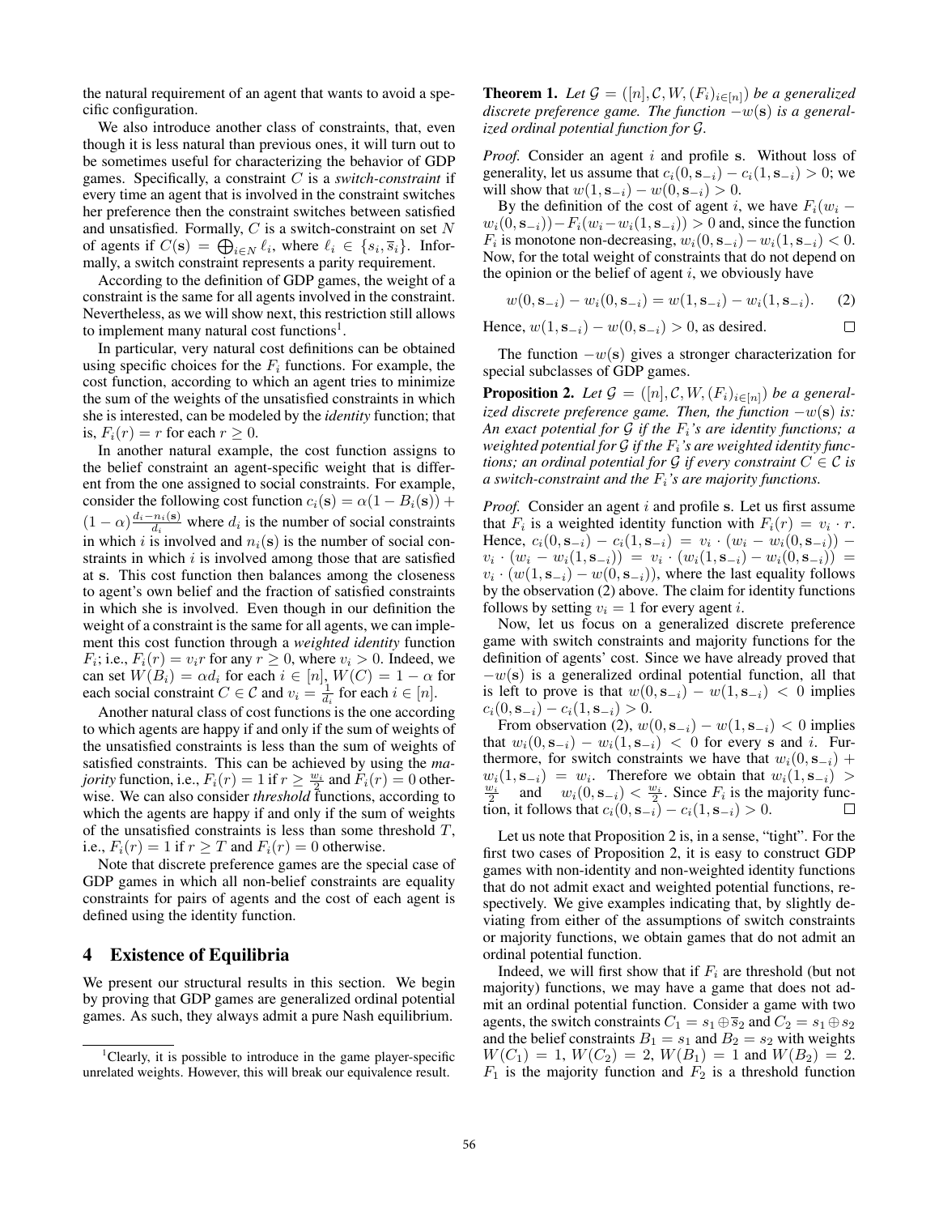the natural requirement of an agent that wants to avoid a specific configuration.

We also introduce another class of constraints, that, even though it is less natural than previous ones, it will turn out to be sometimes useful for characterizing the behavior of GDP games. Specifically, a constraint $C$ is a *switch-constraint* if every time an agent that is involved in the constraint switches her preference then the constraint switches between satisfied and unsatisfied. Formally, $C$ is a switch-constraint on set $N$ of agents if $C(\mathbf{s}) = \bigoplus_{i \in N} \ell_i$, where $\ell_i \in \{s_i, \overline{s}_i\}$. Informally, a switch constraint represents a parity requirement.

According to the definition of GDP games, the weight of a constraint is the same for all agents involved in the constraint. Nevertheless, as we will show next, this restriction still allows to implement many natural cost functions[1].

In particular, very natural cost definitions can be obtained using specific choices for the $F_i$ functions. For example, the cost function, according to which an agent tries to minimize the sum of the weights of the unsatisfied constraints in which she is interested, can be modeled by the *identity* function; that is, $F_i(r) = r$ for each $r \geq 0$.

In another natural example, the cost function assigns to the belief constraint an agent-specific weight that is different from the one assigned to social constraints. For example, consider the following cost function $c_i(\mathbf{s}) = \alpha(1 - B_i(\mathbf{s})) + (1-\alpha)\frac{d_i - n_i(\mathbf{s})}{d_i}$ where $d_i$ is the number of social constraints in which $i$ is involved and $n_i(\mathbf{s})$ is the number of social constraints in which $i$ is involved among those that are satisfied at $\mathbf{s}$. This cost function then balances among the closeness to agent's own belief and the fraction of satisfied constraints in which she is involved. Even though in our definition the weight of a constraint is the same for all agents, we can implement this cost function through a *weighted identity* function $F_i$; i.e., $F_i(r) = v_i r$ for any $r \geq 0$, where $v_i > 0$. Indeed, we can set $W(B_i) = \alpha d_i$ for each $i \in [n]$, $W(C) = 1 - \alpha$ for each social constraint $C \in \mathcal{C}$ and $v_i = \frac{1}{d_i}$ for each $i \in [n]$.

Another natural class of cost functions is the one according to which agents are happy if and only if the sum of weights of the unsatisfied constraints is less than the sum of weights of satisfied constraints. This can be achieved by using the *majority* function, i.e., $F_i(r) = 1$ if $r \geq \frac{w_i}{2}$ and $F_i(r) = 0$ otherwise. We can also consider *threshold* functions, according to which the agents are happy if and only if the sum of weights of the unsatisfied constraints is less than some threshold $T$, i.e., $F_i(r) = 1$ if $r \geq T$ and $F_i(r) = 0$ otherwise.

Note that discrete preference games are the special case of GDP games in which all non-belief constraints are equality constraints for pairs of agents and the cost of each agent is defined using the identity function.

## 4 Existence of Equilibria

We present our structural results in this section. We begin by proving that GDP games are generalized ordinal potential games. As such, they always admit a pure Nash equilibrium.

[1] Clearly, it is possible to introduce in the game player-specific unrelated weights. However, this will break our equivalence result.

**Theorem 1.** *Let $\mathcal{G} = ([n], \mathcal{C}, W, (F_i)_{i \in [n]})$ be a generalized discrete preference game. The function $-w(\mathbf{s})$ is a generalized ordinal potential function for $\mathcal{G}$.*

*Proof.* Consider an agent $i$ and profile $\mathbf{s}$. Without loss of generality, let us assume that $c_i(0, \mathbf{s}_{-i}) - c_i(1, \mathbf{s}_{-i}) > 0$; we will show that $w(1, \mathbf{s}_{-i}) - w(0, \mathbf{s}_{-i}) > 0$.

By the definition of the cost of agent $i$, we have $F_i(w_i - w_i(0, \mathbf{s}_{-i})) - F_i(w_i - w_i(1, \mathbf{s}_{-i})) > 0$ and, since the function $F_i$ is monotone non-decreasing, $w_i(0, \mathbf{s}_{-i}) - w_i(1, \mathbf{s}_{-i}) < 0$. Now, for the total weight of constraints that do not depend on the opinion or the belief of agent $i$, we obviously have

$$w(0, \mathbf{s}_{-i}) - w_i(0, \mathbf{s}_{-i}) = w(1, \mathbf{s}_{-i}) - w_i(1, \mathbf{s}_{-i}). \qquad (2)$$

Hence, $w(1, \mathbf{s}_{-i}) - w(0, \mathbf{s}_{-i}) > 0$, as desired. □

The function $-w(\mathbf{s})$ gives a stronger characterization for special subclasses of GDP games.

**Proposition 2.** *Let $\mathcal{G} = ([n], \mathcal{C}, W, (F_i)_{i \in [n]})$ be a generalized discrete preference game. Then, the function $-w(\mathbf{s})$ is: An exact potential for $\mathcal{G}$ if the $F_i$'s are identity functions; a weighted potential for $\mathcal{G}$ if the $F_i$'s are weighted identity functions; an ordinal potential for $\mathcal{G}$ if every constraint $C \in \mathcal{C}$ is a switch-constraint and the $F_i$'s are majority functions.*

*Proof.* Consider an agent $i$ and profile $\mathbf{s}$. Let us first assume that $F_i$ is a weighted identity function with $F_i(r) = v_i \cdot r$. Hence, $c_i(0, \mathbf{s}_{-i}) - c_i(1, \mathbf{s}_{-i}) = v_i \cdot (w_i - w_i(0, \mathbf{s}_{-i})) - v_i \cdot (w_i - w_i(1, \mathbf{s}_{-i})) = v_i \cdot (w_i(1, \mathbf{s}_{-i}) - w_i(0, \mathbf{s}_{-i})) = v_i \cdot (w(1, \mathbf{s}_{-i}) - w(0, \mathbf{s}_{-i}))$, where the last equality follows by the observation (2) above. The claim for identity functions follows by setting $v_i = 1$ for every agent $i$.

Now, let us focus on a generalized discrete preference game with switch constraints and majority functions for the definition of agents' cost. Since we have already proved that $-w(\mathbf{s})$ is a generalized ordinal potential function, all that is left to prove is that $w(0, \mathbf{s}_{-i}) - w(1, \mathbf{s}_{-i}) < 0$ implies $c_i(0, \mathbf{s}_{-i}) - c_i(1, \mathbf{s}_{-i}) > 0$.

From observation (2), $w(0, \mathbf{s}_{-i}) - w(1, \mathbf{s}_{-i}) < 0$ implies that $w_i(0, \mathbf{s}_{-i}) - w_i(1, \mathbf{s}_{-i}) < 0$ for every $\mathbf{s}$ and $i$. Furthermore, for switch constraints we have that $w_i(0, \mathbf{s}_{-i}) + w_i(1, \mathbf{s}_{-i}) = w_i$. Therefore we obtain that $w_i(1, \mathbf{s}_{-i}) > \frac{w_i}{2}$ and $w_i(0, \mathbf{s}_{-i}) < \frac{w_i}{2}$. Since $F_i$ is the majority function, it follows that $c_i(0, \mathbf{s}_{-i}) - c_i(1, \mathbf{s}_{-i}) > 0$. □

Let us note that Proposition 2 is, in a sense, "tight". For the first two cases of Proposition 2, it is easy to construct GDP games with non-identity and non-weighted identity functions that do not admit exact and weighted potential functions, respectively. We give examples indicating that, by slightly deviating from either of the assumptions of switch constraints or majority functions, we obtain games that do not admit an ordinal potential function.

Indeed, we will first show that if $F_i$ are threshold (but not majority) functions, we may have a game that does not admit an ordinal potential function. Consider a game with two agents, the switch constraints $C_1 = s_1 \oplus \overline{s}_2$ and $C_2 = s_1 \oplus s_2$ and the belief constraints $B_1 = s_1$ and $B_2 = s_2$ with weights $W(C_1) = 1$, $W(C_2) = 2$, $W(B_1) = 1$ and $W(B_2) = 2$. $F_1$ is the majority function and $F_2$ is a threshold function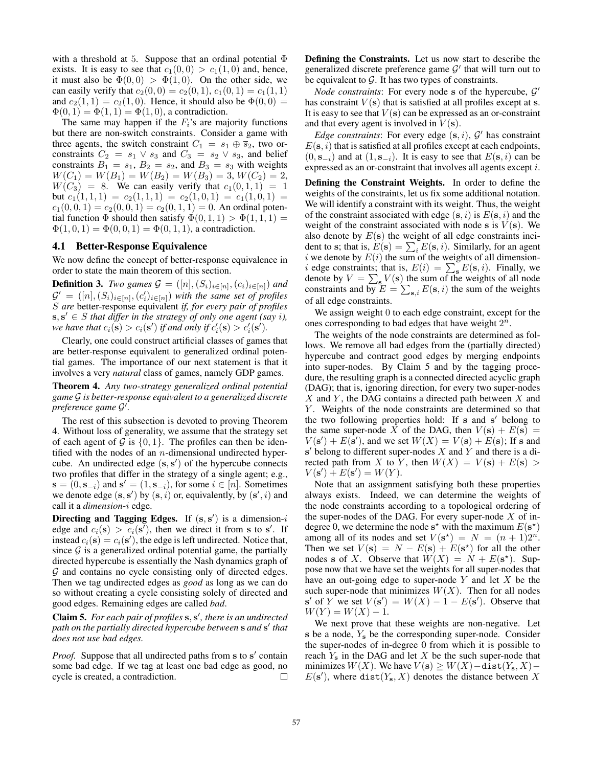with a threshold at 5. Suppose that an ordinal potential $\Phi$ exists. It is easy to see that $c_1(0,0) > c_1(1,0)$ and, hence, it must also be $\Phi(0,0) > \Phi(1,0)$. On the other side, we can easily verify that $c_2(0,0) = c_2(0,1)$, $c_1(0,1) = c_1(1,1)$ and $c_2(1,1) = c_2(1,0)$. Hence, it should also be $\Phi(0,0) = \Phi(0,1) = \Phi(1,1) = \Phi(1,0)$, a contradiction.

The same may happen if the $F_i$'s are majority functions but there are non-switch constraints. Consider a game with three agents, the switch constraint $C_1 = s_1 \oplus \overline{s}_2$, two or-constraints $C_2 = s_1 \vee s_3$ and $C_3 = s_2 \vee s_3$, and belief constraints $B_1 = s_1$, $B_2 = s_2$, and $B_3 = s_3$ with weights $W(C_1) = W(B_1) = W(B_2) = W(B_3) = 3$, $W(C_2) = 2$, $W(C_3) = 8$. We can easily verify that $c_1(0,1,1) = 1$ but $c_1(1,1,1) = c_2(1,1,1) = c_2(1,0,1) = c_1(1,0,1) = c_1(0,0,1) = c_2(0,0,1) = c_2(0,1,1) = 0$. An ordinal potential function $\Phi$ should then satisfy $\Phi(0,1,1) > \Phi(1,1,1) = \Phi(1,0,1) = \Phi(0,0,1) = \Phi(0,1,1)$, a contradiction.

### 4.1 Better-Response Equivalence

We now define the concept of better-response equivalence in order to state the main theorem of this section.

**Definition 3.** *Two games $\mathcal{G} = ([n], (S_i)_{i\in[n]}, (c_i)_{i\in[n]})$ and $\mathcal{G}' = ([n], (S_i)_{i\in[n]}, (c'_i)_{i\in[n]})$ with the same set of profiles $S$ are* better-response equivalent *if, for every pair of profiles $\mathbf{s}, \mathbf{s}' \in S$ that differ in the strategy of only one agent (say $i$), we have that $c_i(\mathbf{s}) > c_i(\mathbf{s}')$ if and only if $c'_i(\mathbf{s}) > c'_i(\mathbf{s}')$.*

Clearly, one could construct artificial classes of games that are better-response equivalent to generalized ordinal potential games. The importance of our next statement is that it involves a very *natural* class of games, namely GDP games.

**Theorem 4.** *Any two-strategy generalized ordinal potential game $\mathcal{G}$ is better-response equivalent to a generalized discrete preference game $\mathcal{G}'$.*

The rest of this subsection is devoted to proving Theorem 4. Without loss of generality, we assume that the strategy set of each agent of $\mathcal{G}$ is $\{0,1\}$. The profiles can then be identified with the nodes of an $n$-dimensional undirected hypercube. An undirected edge $(\mathbf{s}, \mathbf{s}')$ of the hypercube connects two profiles that differ in the strategy of a single agent; e.g., $\mathbf{s} = (0, \mathbf{s}_{-i})$ and $\mathbf{s}' = (1, \mathbf{s}_{-i})$, for some $i \in [n]$. Sometimes we denote edge $(\mathbf{s}, \mathbf{s}')$ by $(\mathbf{s}, i)$ or, equivalently, by $(\mathbf{s}', i)$ and call it a *dimension-$i$* edge.

**Directing and Tagging Edges.** If $(\mathbf{s}, \mathbf{s}')$ is a dimension-$i$ edge and $c_i(\mathbf{s}) > c_i(\mathbf{s}')$, then we direct it from $\mathbf{s}$ to $\mathbf{s}'$. If instead $c_i(\mathbf{s}) = c_i(\mathbf{s}')$, the edge is left undirected. Notice that, since $\mathcal{G}$ is a generalized ordinal potential game, the partially directed hypercube is essentially the Nash dynamics graph of $\mathcal{G}$ and contains no cycle consisting only of directed edges. Then we tag undirected edges as *good* as long as we can do so without creating a cycle consisting solely of directed and good edges. Remaining edges are called *bad*.

**Claim 5.** *For each pair of profiles $\mathbf{s}, \mathbf{s}'$, there is an undirected path on the partially directed hypercube between $\mathbf{s}$ and $\mathbf{s}'$ that does not use bad edges.*

*Proof.* Suppose that all undirected paths from $\mathbf{s}$ to $\mathbf{s}'$ contain some bad edge. If we tag at least one bad edge as good, no cycle is created, a contradiction. $\square$

**Defining the Constraints.** Let us now start to describe the generalized discrete preference game $\mathcal{G}'$ that will turn out to be equivalent to $\mathcal{G}$. It has two types of constraints.

*Node constraints*: For every node $\mathbf{s}$ of the hypercube, $\mathcal{G}'$ has constraint $V(\mathbf{s})$ that is satisfied at all profiles except at $\mathbf{s}$. It is easy to see that $V(\mathbf{s})$ can be expressed as an or-constraint and that every agent is involved in $V(\mathbf{s})$.

*Edge constraints*: For every edge $(\mathbf{s}, i)$, $\mathcal{G}'$ has constraint $E(\mathbf{s}, i)$ that is satisfied at all profiles except at each endpoints, $(0, \mathbf{s}_{-i})$ and at $(1, \mathbf{s}_{-i})$. It is easy to see that $E(\mathbf{s}, i)$ can be expressed as an or-constraint that involves all agents except $i$.

**Defining the Constraint Weights.** In order to define the weights of the constraints, let us fix some additional notation. We will identify a constraint with its weight. Thus, the weight of the constraint associated with edge $(\mathbf{s}, i)$ is $E(\mathbf{s}, i)$ and the weight of the constraint associated with node $\mathbf{s}$ is $V(\mathbf{s})$. We also denote by $E(\mathbf{s})$ the weight of all edge constraints incident to $\mathbf{s}$; that is, $E(\mathbf{s}) = \sum_i E(\mathbf{s}, i)$. Similarly, for an agent $i$ we denote by $E(i)$ the sum of the weights of all dimension-$i$ edge constraints; that is, $E(i) = \sum_{\mathbf{s}} E(\mathbf{s}, i)$. Finally, we denote by $V = \sum_{\mathbf{s}} V(\mathbf{s})$ the sum of the weights of all node constraints and by $E = \sum_{\mathbf{s}, i} E(\mathbf{s}, i)$ the sum of the weights of all edge constraints.

We assign weight 0 to each edge constraint, except for the ones corresponding to bad edges that have weight $2^n$.

The weights of the node constraints are determined as follows. We remove all bad edges from the (partially directed) hypercube and contract good edges by merging endpoints into super-nodes. By Claim 5 and by the tagging procedure, the resulting graph is a connected directed acyclic graph (DAG); that is, ignoring direction, for every two super-nodes $X$ and $Y$, the DAG contains a directed path between $X$ and $Y$. Weights of the node constraints are determined so that the two following properties hold: If $\mathbf{s}$ and $\mathbf{s}'$ belong to the same super-node $X$ of the DAG, then $V(\mathbf{s}) + E(\mathbf{s}) = V(\mathbf{s}') + E(\mathbf{s}')$, and we set $W(X) = V(\mathbf{s}) + E(\mathbf{s})$; If $\mathbf{s}$ and $\mathbf{s}'$ belong to different super-nodes $X$ and $Y$ and there is a directed path from $X$ to $Y$, then $W(X) = V(\mathbf{s}) + E(\mathbf{s}) > V(\mathbf{s}') + E(\mathbf{s}') = W(Y)$.

Note that an assignment satisfying both these properties always exists. Indeed, we can determine the weights of the node constraints according to a topological ordering of the super-nodes of the DAG. For every super-node $X$ of in-degree 0, we determine the node $\mathbf{s}^\star$ with the maximum $E(\mathbf{s}^\star)$ among all of its nodes and set $V(\mathbf{s}^\star) = N = (n+1)2^n$. Then we set $V(\mathbf{s}) = N - E(\mathbf{s}) + E(\mathbf{s}^\star)$ for all the other nodes $\mathbf{s}$ of $X$. Observe that $W(X) = N + E(\mathbf{s}^\star)$. Suppose now that we have set the weights for all super-nodes that have an out-going edge to super-node $Y$ and let $X$ be the such super-node that minimizes $W(X)$. Then for all nodes $\mathbf{s}'$ of $Y$ we set $V(\mathbf{s}') = W(X) - 1 - E(\mathbf{s}')$. Observe that $W(Y) = W(X) - 1$.

We next prove that these weights are non-negative. Let $\mathbf{s}$ be a node, $Y_{\mathbf{s}}$ be the corresponding super-node. Consider the super-nodes of in-degree 0 from which it is possible to reach $Y_{\mathbf{s}}$ in the DAG and let $X$ be the such super-node that minimizes $W(X)$. We have $V(\mathbf{s}) \geq W(X) - \mathtt{dist}(Y_{\mathbf{s}}, X) - E(\mathbf{s}')$, where $\mathtt{dist}(Y_{\mathbf{s}}, X)$ denotes the distance between $X$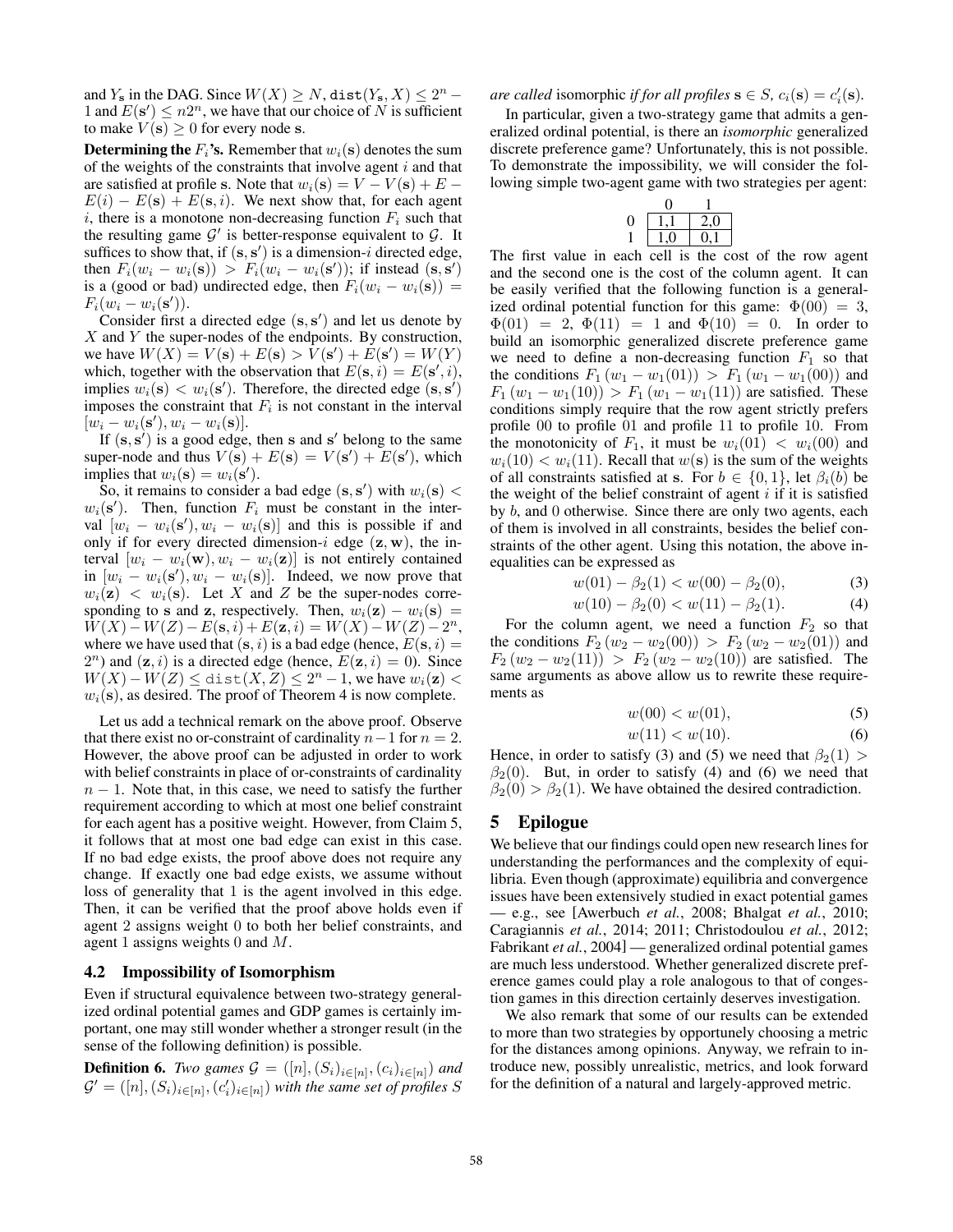and $Y_{\mathbf{s}}$ in the DAG. Since $W(X) \geq N$, $\texttt{dist}(Y_{\mathbf{s}}, X) \leq 2^n - 1$ and $E(\mathbf{s}') \leq n2^n$, we have that our choice of $N$ is sufficient to make $V(\mathbf{s}) \geq 0$ for every node $\mathbf{s}$.

**Determining the $F_i$'s.** Remember that $w_i(\mathbf{s})$ denotes the sum of the weights of the constraints that involve agent $i$ and that are satisfied at profile $\mathbf{s}$. Note that $w_i(\mathbf{s}) = V - V(\mathbf{s}) + E - E(i) - E(\mathbf{s}) + E(\mathbf{s}, i)$. We next show that, for each agent $i$, there is a monotone non-decreasing function $F_i$ such that the resulting game $\mathcal{G}'$ is better-response equivalent to $\mathcal{G}$. It suffices to show that, if $(\mathbf{s}, \mathbf{s}')$ is a dimension-$i$ directed edge, then $F_i(w_i - w_i(\mathbf{s})) > F_i(w_i - w_i(\mathbf{s}'))$; if instead $(\mathbf{s}, \mathbf{s}')$ is a (good or bad) undirected edge, then $F_i(w_i - w_i(\mathbf{s})) = F_i(w_i - w_i(\mathbf{s}'))$.

Consider first a directed edge $(\mathbf{s}, \mathbf{s}')$ and let us denote by $X$ and $Y$ the super-nodes of the endpoints. By construction, we have $W(X) = V(\mathbf{s}) + E(\mathbf{s}) > V(\mathbf{s}') + E(\mathbf{s}') = W(Y)$ which, together with the observation that $E(\mathbf{s}, i) = E(\mathbf{s}', i)$, implies $w_i(\mathbf{s}) < w_i(\mathbf{s}')$. Therefore, the directed edge $(\mathbf{s}, \mathbf{s}')$ imposes the constraint that $F_i$ is not constant in the interval $[w_i - w_i(\mathbf{s}'), w_i - w_i(\mathbf{s})]$.

If $(\mathbf{s}, \mathbf{s}')$ is a good edge, then $\mathbf{s}$ and $\mathbf{s}'$ belong to the same super-node and thus $V(\mathbf{s}) + E(\mathbf{s}) = V(\mathbf{s}') + E(\mathbf{s}')$, which implies that $w_i(\mathbf{s}) = w_i(\mathbf{s}')$.

So, it remains to consider a bad edge $(\mathbf{s}, \mathbf{s}')$ with $w_i(\mathbf{s}) < w_i(\mathbf{s}')$. Then, function $F_i$ must be constant in the interval $[w_i - w_i(\mathbf{s}'), w_i - w_i(\mathbf{s})]$ and this is possible if and only if for every directed dimension-$i$ edge $(\mathbf{z}, \mathbf{w})$, the interval $[w_i - w_i(\mathbf{w}), w_i - w_i(\mathbf{z})]$ is not entirely contained in $[w_i - w_i(\mathbf{s}'), w_i - w_i(\mathbf{s})]$. Indeed, we now prove that $w_i(\mathbf{z}) < w_i(\mathbf{s})$. Let $X$ and $Z$ be the super-nodes corresponding to $\mathbf{s}$ and $\mathbf{z}$, respectively. Then, $w_i(\mathbf{z}) - w_i(\mathbf{s}) = W(X) - W(Z) - E(\mathbf{s}, i) + E(\mathbf{z}, i) = W(X) - W(Z) - 2^n$, where we have used that $(\mathbf{s}, i)$ is a bad edge (hence, $E(\mathbf{s}, i) = 2^n$) and $(\mathbf{z}, i)$ is a directed edge (hence, $E(\mathbf{z}, i) = 0$). Since $W(X) - W(Z) \leq \texttt{dist}(X, Z) \leq 2^n - 1$, we have $w_i(\mathbf{z}) < w_i(\mathbf{s})$, as desired. The proof of Theorem 4 is now complete.

Let us add a technical remark on the above proof. Observe that there exist no or-constraint of cardinality $n-1$ for $n = 2$. However, the above proof can be adjusted in order to work with belief constraints in place of or-constraints of cardinality $n-1$. Note that, in this case, we need to satisfy the further requirement according to which at most one belief constraint for each agent has a positive weight. However, from Claim 5, it follows that at most one bad edge can exist in this case. If no bad edge exists, the proof above does not require any change. If exactly one bad edge exists, we assume without loss of generality that 1 is the agent involved in this edge. Then, it can be verified that the proof above holds even if agent 2 assigns weight 0 to both her belief constraints, and agent 1 assigns weights 0 and $M$.

### 4.2 Impossibility of Isomorphism

Even if structural equivalence between two-strategy generalized ordinal potential games and GDP games is certainly important, one may still wonder whether a stronger result (in the sense of the following definition) is possible.

**Definition 6.** *Two games $\mathcal{G} = ([n], (S_i)_{i \in [n]}, (c_i)_{i \in [n]})$ and $\mathcal{G}' = ([n], (S_i)_{i \in [n]}, (c'_i)_{i \in [n]})$ with the same set of profiles $S$ are called* isomorphic *if for all profiles $\mathbf{s} \in S$, $c_i(\mathbf{s}) = c'_i(\mathbf{s})$.*

In particular, given a two-strategy game that admits a generalized ordinal potential, is there an *isomorphic* generalized discrete preference game? Unfortunately, this is not possible. To demonstrate the impossibility, we will consider the following simple two-agent game with two strategies per agent:

| | 0 | 1 |
|---|---|---|
| 0 | 1,1 | 2,0 |
| 1 | 1,0 | 0,1 |

The first value in each cell is the cost of the row agent and the second one is the cost of the column agent. It can be easily verified that the following function is a generalized ordinal potential function for this game: $\Phi(00) = 3$, $\Phi(01) = 2$, $\Phi(11) = 1$ and $\Phi(10) = 0$. In order to build an isomorphic generalized discrete preference game we need to define a non-decreasing function $F_1$ so that the conditions $F_1(w_1 - w_1(01)) > F_1(w_1 - w_1(00))$ and $F_1(w_1 - w_1(10)) > F_1(w_1 - w_1(11))$ are satisfied. These conditions simply require that the row agent strictly prefers profile 00 to profile 01 and profile 11 to profile 10. From the monotonicity of $F_1$, it must be $w_i(01) < w_i(00)$ and $w_i(10) < w_i(11)$. Recall that $w(\mathbf{s})$ is the sum of the weights of all constraints satisfied at $\mathbf{s}$. For $b \in \{0, 1\}$, let $\beta_i(b)$ be the weight of the belief constraint of agent $i$ if it is satisfied by $b$, and 0 otherwise. Since there are only two agents, each of them is involved in all constraints, besides the belief constraints of the other agent. Using this notation, the above inequalities can be expressed as

$$w(01) - \beta_2(1) < w(00) - \beta_2(0), \tag{3}$$

$$w(10) - \beta_2(0) < w(11) - \beta_2(1). \tag{4}$$

For the column agent, we need a function $F_2$ so that the conditions $F_2(w_2 - w_2(00)) > F_2(w_2 - w_2(01))$ and $F_2(w_2 - w_2(11)) > F_2(w_2 - w_2(10))$ are satisfied. The same arguments as above allow us to rewrite these requirements as

$$w(00) < w(01), \tag{5}$$

$$w(11) < w(10). \tag{6}$$

Hence, in order to satisfy (3) and (5) we need that $\beta_2(1) > \beta_2(0)$. But, in order to satisfy (4) and (6) we need that $\beta_2(0) > \beta_2(1)$. We have obtained the desired contradiction.

## 5 Epilogue

We believe that our findings could open new research lines for understanding the performances and the complexity of equilibria. Even though (approximate) equilibria and convergence issues have been extensively studied in exact potential games — e.g., see [Awerbuch *et al.*, 2008; Bhalgat *et al.*, 2010; Caragiannis *et al.*, 2014; 2011; Christodoulou *et al.*, 2012; Fabrikant *et al.*, 2004] — generalized ordinal potential games are much less understood. Whether generalized discrete preference games could play a role analogous to that of congestion games in this direction certainly deserves investigation.

We also remark that some of our results can be extended to more than two strategies by opportunely choosing a metric for the distances among opinions. Anyway, we refrain to introduce new, possibly unrealistic, metrics, and look forward for the definition of a natural and largely-approved metric.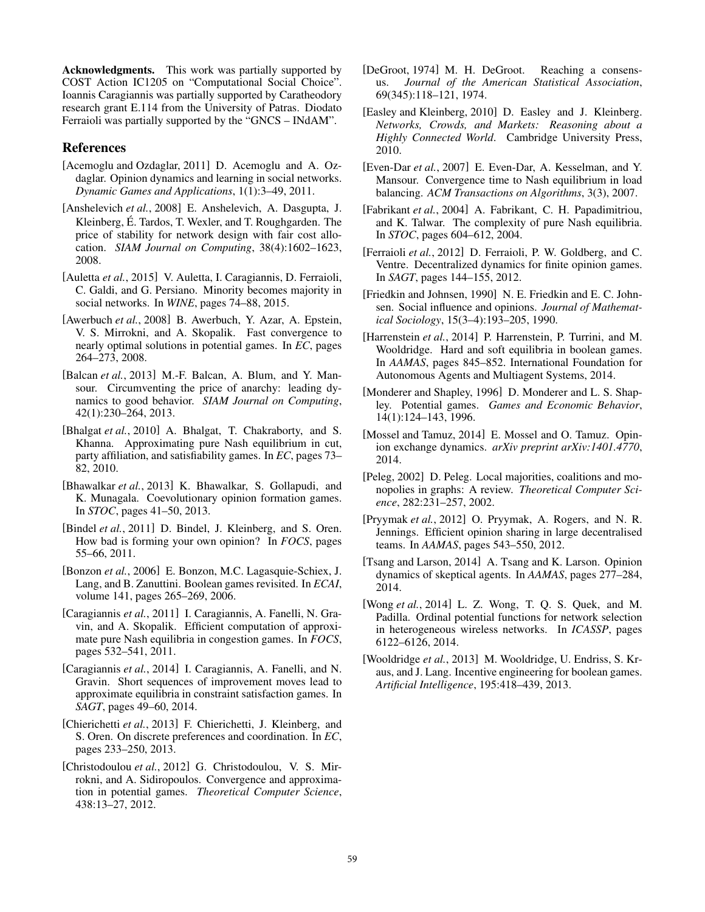**Acknowledgments.** This work was partially supported by COST Action IC1205 on "Computational Social Choice". Ioannis Caragiannis was partially supported by Caratheodory research grant E.114 from the University of Patras. Diodato Ferraioli was partially supported by the "GNCS – INdAM".

## References

[Acemoglu and Ozdaglar, 2011] D. Acemoglu and A. Ozdaglar. Opinion dynamics and learning in social networks. *Dynamic Games and Applications*, 1(1):3–49, 2011.

[Anshelevich *et al.*, 2008] E. Anshelevich, A. Dasgupta, J. Kleinberg, É. Tardos, T. Wexler, and T. Roughgarden. The price of stability for network design with fair cost allocation. *SIAM Journal on Computing*, 38(4):1602–1623, 2008.

[Auletta *et al.*, 2015] V. Auletta, I. Caragiannis, D. Ferraioli, C. Galdi, and G. Persiano. Minority becomes majority in social networks. In *WINE*, pages 74–88, 2015.

[Awerbuch *et al.*, 2008] B. Awerbuch, Y. Azar, A. Epstein, V. S. Mirrokni, and A. Skopalik. Fast convergence to nearly optimal solutions in potential games. In *EC*, pages 264–273, 2008.

[Balcan *et al.*, 2013] M.-F. Balcan, A. Blum, and Y. Mansour. Circumventing the price of anarchy: leading dynamics to good behavior. *SIAM Journal on Computing*, 42(1):230–264, 2013.

[Bhalgat *et al.*, 2010] A. Bhalgat, T. Chakraborty, and S. Khanna. Approximating pure Nash equilibrium in cut, party affiliation, and satisfiability games. In *EC*, pages 73–82, 2010.

[Bhawalkar *et al.*, 2013] K. Bhawalkar, S. Gollapudi, and K. Munagala. Coevolutionary opinion formation games. In *STOC*, pages 41–50, 2013.

[Bindel *et al.*, 2011] D. Bindel, J. Kleinberg, and S. Oren. How bad is forming your own opinion? In *FOCS*, pages 55–66, 2011.

[Bonzon *et al.*, 2006] E. Bonzon, M.C. Lagasquie-Schiex, J. Lang, and B. Zanuttini. Boolean games revisited. In *ECAI*, volume 141, pages 265–269, 2006.

[Caragiannis *et al.*, 2011] I. Caragiannis, A. Fanelli, N. Gravin, and A. Skopalik. Efficient computation of approximate pure Nash equilibria in congestion games. In *FOCS*, pages 532–541, 2011.

[Caragiannis *et al.*, 2014] I. Caragiannis, A. Fanelli, and N. Gravin. Short sequences of improvement moves lead to approximate equilibria in constraint satisfaction games. In *SAGT*, pages 49–60, 2014.

[Chierichetti *et al.*, 2013] F. Chierichetti, J. Kleinberg, and S. Oren. On discrete preferences and coordination. In *EC*, pages 233–250, 2013.

[Christodoulou *et al.*, 2012] G. Christodoulou, V. S. Mirrokni, and A. Sidiropoulos. Convergence and approximation in potential games. *Theoretical Computer Science*, 438:13–27, 2012.

[DeGroot, 1974] M. H. DeGroot. Reaching a consensus. *Journal of the American Statistical Association*, 69(345):118–121, 1974.

[Easley and Kleinberg, 2010] D. Easley and J. Kleinberg. *Networks, Crowds, and Markets: Reasoning about a Highly Connected World*. Cambridge University Press, 2010.

[Even-Dar *et al.*, 2007] E. Even-Dar, A. Kesselman, and Y. Mansour. Convergence time to Nash equilibrium in load balancing. *ACM Transactions on Algorithms*, 3(3), 2007.

[Fabrikant *et al.*, 2004] A. Fabrikant, C. H. Papadimitriou, and K. Talwar. The complexity of pure Nash equilibria. In *STOC*, pages 604–612, 2004.

[Ferraioli *et al.*, 2012] D. Ferraioli, P. W. Goldberg, and C. Ventre. Decentralized dynamics for finite opinion games. In *SAGT*, pages 144–155, 2012.

[Friedkin and Johnsen, 1990] N. E. Friedkin and E. C. Johnsen. Social influence and opinions. *Journal of Mathematical Sociology*, 15(3–4):193–205, 1990.

[Harrenstein *et al.*, 2014] P. Harrenstein, P. Turrini, and M. Wooldridge. Hard and soft equilibria in boolean games. In *AAMAS*, pages 845–852. International Foundation for Autonomous Agents and Multiagent Systems, 2014.

[Monderer and Shapley, 1996] D. Monderer and L. S. Shapley. Potential games. *Games and Economic Behavior*, 14(1):124–143, 1996.

[Mossel and Tamuz, 2014] E. Mossel and O. Tamuz. Opinion exchange dynamics. *arXiv preprint arXiv:1401.4770*, 2014.

[Peleg, 2002] D. Peleg. Local majorities, coalitions and monopolies in graphs: A review. *Theoretical Computer Science*, 282:231–257, 2002.

[Pryymak *et al.*, 2012] O. Pryymak, A. Rogers, and N. R. Jennings. Efficient opinion sharing in large decentralised teams. In *AAMAS*, pages 543–550, 2012.

[Tsang and Larson, 2014] A. Tsang and K. Larson. Opinion dynamics of skeptical agents. In *AAMAS*, pages 277–284, 2014.

[Wong *et al.*, 2014] L. Z. Wong, T. Q. S. Quek, and M. Padilla. Ordinal potential functions for network selection in heterogeneous wireless networks. In *ICASSP*, pages 6122–6126, 2014.

[Wooldridge *et al.*, 2013] M. Wooldridge, U. Endriss, S. Kraus, and J. Lang. Incentive engineering for boolean games. *Artificial Intelligence*, 195:418–439, 2013.